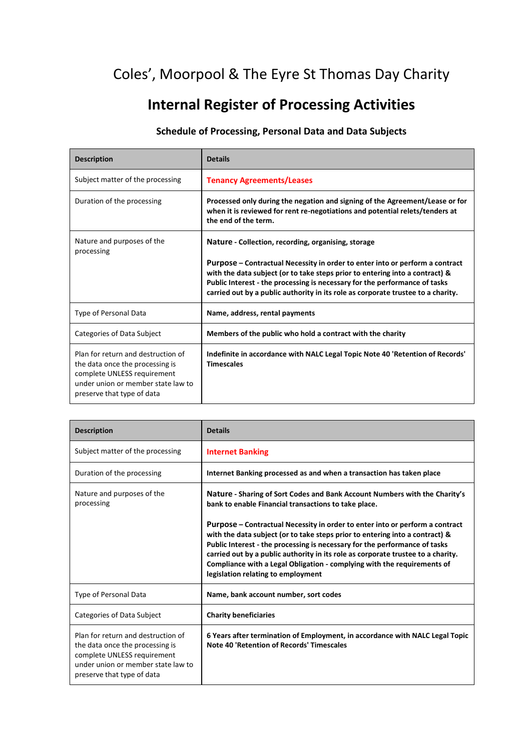# Coles', Moorpool & The Eyre St Thomas Day Charity

## Internal Register of Processing Activities

### Schedule of Processing, Personal Data and Data Subjects

| Description | Details |
|---|---|
| Subject matter of the processing | **Tenancy Agreements/Leases** |
| Duration of the processing | **Processed only during the negation and signing of the Agreement/Lease or for when it is reviewed for rent re-negotiations and potential relets/tenders at the end of the term.** |
| Nature and purposes of the processing | **Nature - Collection, recording, organising, storage**<br><br>**Purpose – Contractual Necessity in order to enter into or perform a contract with the data subject (or to take steps prior to entering into a contract) & Public Interest - the processing is necessary for the performance of tasks carried out by a public authority in its role as corporate trustee to a charity.** |
| Type of Personal Data | **Name, address, rental payments** |
| Categories of Data Subject | **Members of the public who hold a contract with the charity** |
| Plan for return and destruction of the data once the processing is complete UNLESS requirement under union or member state law to preserve that type of data | **Indefinite in accordance with NALC Legal Topic Note 40 'Retention of Records' Timescales** |

| Description | Details |
|---|---|
| Subject matter of the processing | **Internet Banking** |
| Duration of the processing | **Internet Banking processed as and when a transaction has taken place** |
| Nature and purposes of the processing | **Nature - Sharing of Sort Codes and Bank Account Numbers with the Charity's bank to enable Financial transactions to take place.**<br><br>**Purpose – Contractual Necessity in order to enter into or perform a contract with the data subject (or to take steps prior to entering into a contract) & Public Interest - the processing is necessary for the performance of tasks carried out by a public authority in its role as corporate trustee to a charity. Compliance with a Legal Obligation - complying with the requirements of legislation relating to employment** |
| Type of Personal Data | **Name, bank account number, sort codes** |
| Categories of Data Subject | **Charity beneficiaries** |
| Plan for return and destruction of the data once the processing is complete UNLESS requirement under union or member state law to preserve that type of data | **6 Years after termination of Employment, in accordance with NALC Legal Topic Note 40 'Retention of Records' Timescales** |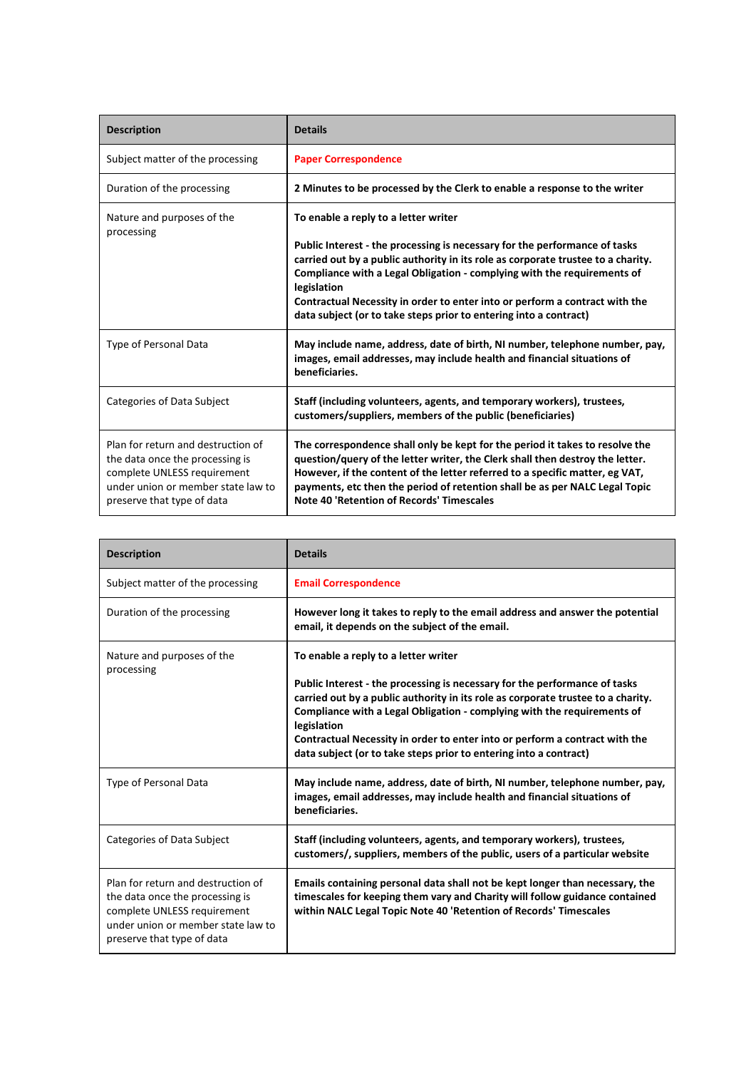| Description | Details |
| --- | --- |
| Subject matter of the processing | **Paper Correspondence** |
| Duration of the processing | **2 Minutes to be processed by the Clerk to enable a response to the writer** |
| Nature and purposes of the processing | **To enable a reply to a letter writer**<br><br>**Public Interest - the processing is necessary for the performance of tasks carried out by a public authority in its role as corporate trustee to a charity.**<br>**Compliance with a Legal Obligation - complying with the requirements of legislation**<br>**Contractual Necessity in order to enter into or perform a contract with the data subject (or to take steps prior to entering into a contract)** |
| Type of Personal Data | **May include name, address, date of birth, NI number, telephone number, pay, images, email addresses, may include health and financial situations of beneficiaries.** |
| Categories of Data Subject | **Staff (including volunteers, agents, and temporary workers), trustees, customers/suppliers, members of the public (beneficiaries)** |
| Plan for return and destruction of the data once the processing is complete UNLESS requirement under union or member state law to preserve that type of data | **The correspondence shall only be kept for the period it takes to resolve the question/query of the letter writer, the Clerk shall then destroy the letter. However, if the content of the letter referred to a specific matter, eg VAT, payments, etc then the period of retention shall be as per NALC Legal Topic Note 40 'Retention of Records' Timescales** |

| Description | Details |
| --- | --- |
| Subject matter of the processing | **Email Correspondence** |
| Duration of the processing | **However long it takes to reply to the email address and answer the potential email, it depends on the subject of the email.** |
| Nature and purposes of the processing | **To enable a reply to a letter writer**<br><br>**Public Interest - the processing is necessary for the performance of tasks carried out by a public authority in its role as corporate trustee to a charity.**<br>**Compliance with a Legal Obligation - complying with the requirements of legislation**<br>**Contractual Necessity in order to enter into or perform a contract with the data subject (or to take steps prior to entering into a contract)** |
| Type of Personal Data | **May include name, address, date of birth, NI number, telephone number, pay, images, email addresses, may include health and financial situations of beneficiaries.** |
| Categories of Data Subject | **Staff (including volunteers, agents, and temporary workers), trustees, customers/, suppliers, members of the public, users of a particular website** |
| Plan for return and destruction of the data once the processing is complete UNLESS requirement under union or member state law to preserve that type of data | **Emails containing personal data shall not be kept longer than necessary, the timescales for keeping them vary and Charity will follow guidance contained within NALC Legal Topic Note 40 'Retention of Records' Timescales** |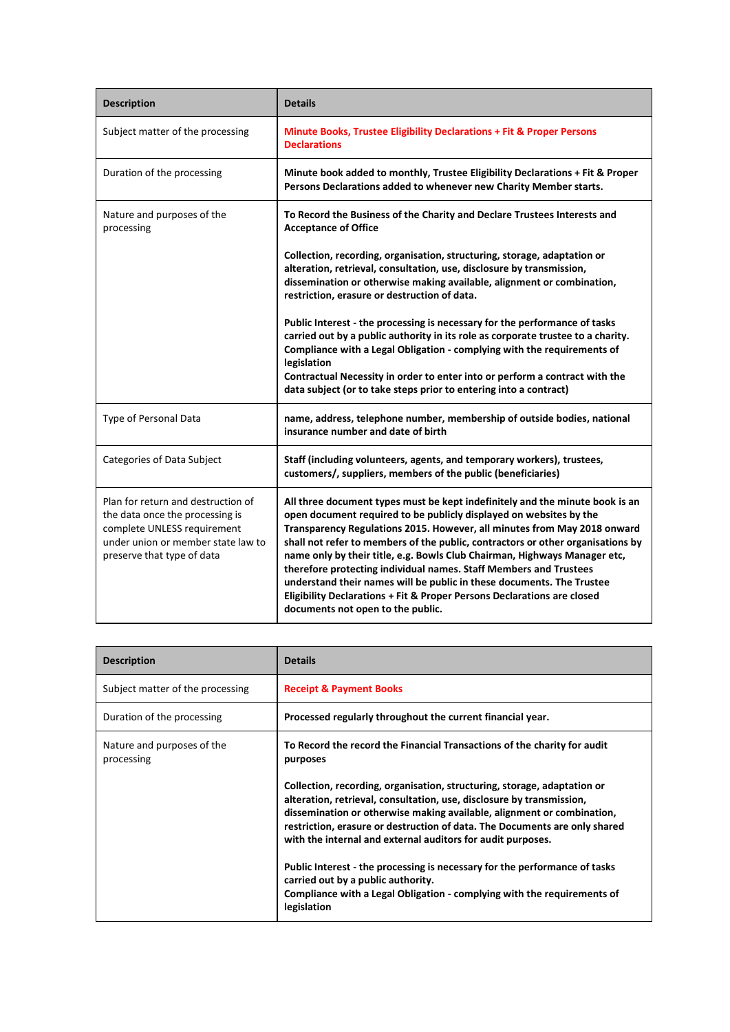| Description | Details |
|---|---|
| Subject matter of the processing | **Minute Books, Trustee Eligibility Declarations + Fit & Proper Persons Declarations** |
| Duration of the processing | **Minute book added to monthly, Trustee Eligibility Declarations + Fit & Proper Persons Declarations added to whenever new Charity Member starts.** |
| Nature and purposes of the processing | **To Record the Business of the Charity and Declare Trustees Interests and Acceptance of Office**<br><br>**Collection, recording, organisation, structuring, storage, adaptation or alteration, retrieval, consultation, use, disclosure by transmission, dissemination or otherwise making available, alignment or combination, restriction, erasure or destruction of data.**<br><br>**Public Interest - the processing is necessary for the performance of tasks carried out by a public authority in its role as corporate trustee to a charity.**<br>**Compliance with a Legal Obligation - complying with the requirements of legislation**<br>**Contractual Necessity in order to enter into or perform a contract with the data subject (or to take steps prior to entering into a contract)** |
| Type of Personal Data | **name, address, telephone number, membership of outside bodies, national insurance number and date of birth** |
| Categories of Data Subject | **Staff (including volunteers, agents, and temporary workers), trustees, customers/, suppliers, members of the public (beneficiaries)** |
| Plan for return and destruction of the data once the processing is complete UNLESS requirement under union or member state law to preserve that type of data | **All three document types must be kept indefinitely and the minute book is an open document required to be publicly displayed on websites by the Transparency Regulations 2015. However, all minutes from May 2018 onward shall not refer to members of the public, contractors or other organisations by name only by their title, e.g. Bowls Club Chairman, Highways Manager etc, therefore protecting individual names. Staff Members and Trustees understand their names will be public in these documents. The Trustee Eligibility Declarations + Fit & Proper Persons Declarations are closed documents not open to the public.** |

| Description | Details |
|---|---|
| Subject matter of the processing | **Receipt & Payment Books** |
| Duration of the processing | **Processed regularly throughout the current financial year.** |
| Nature and purposes of the processing | **To Record the record the Financial Transactions of the charity for audit purposes**<br><br>**Collection, recording, organisation, structuring, storage, adaptation or alteration, retrieval, consultation, use, disclosure by transmission, dissemination or otherwise making available, alignment or combination, restriction, erasure or destruction of data. The Documents are only shared with the internal and external auditors for audit purposes.**<br><br>**Public Interest - the processing is necessary for the performance of tasks carried out by a public authority.**<br>**Compliance with a Legal Obligation - complying with the requirements of legislation** |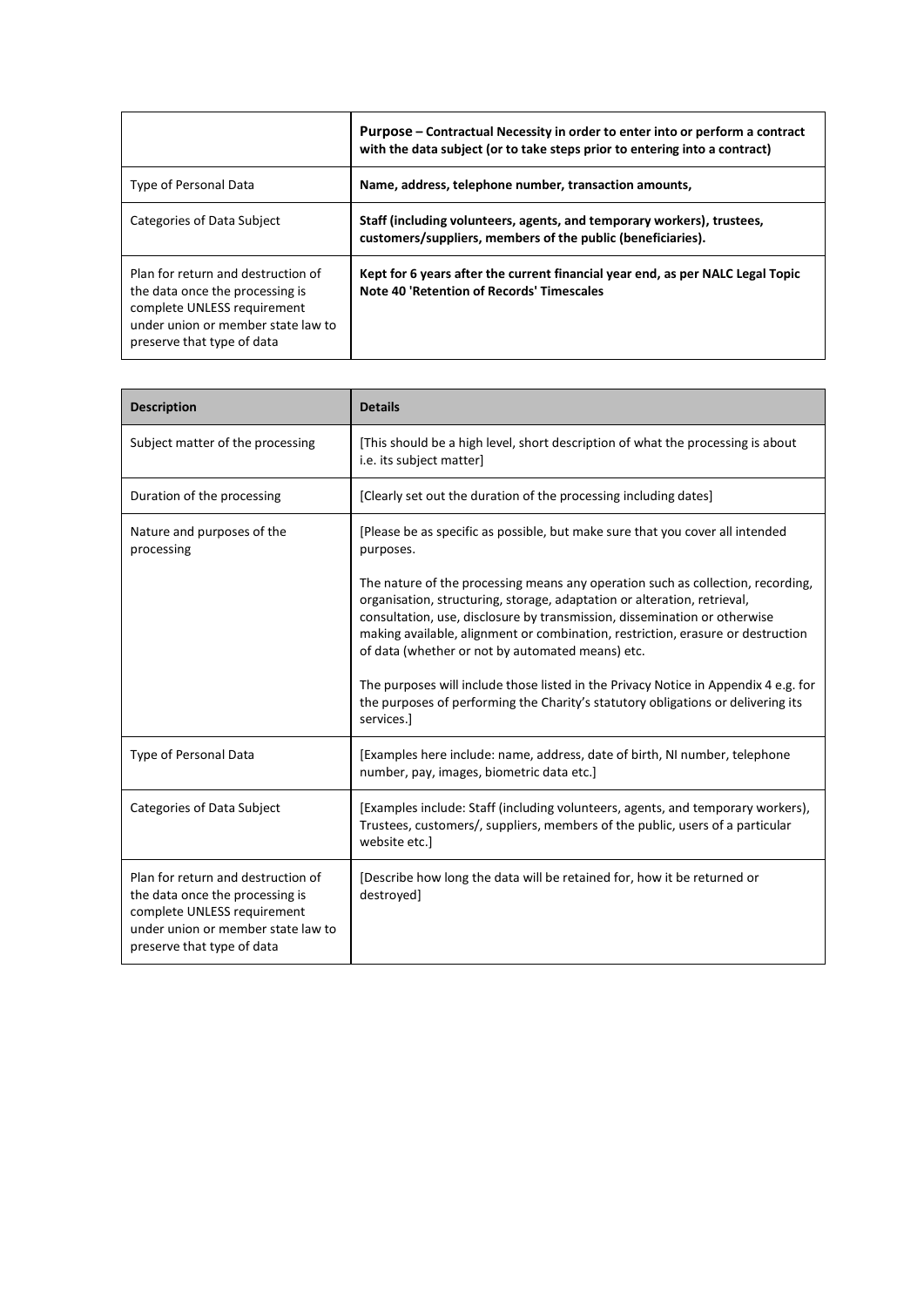| | **Purpose – Contractual Necessity in order to enter into or perform a contract with the data subject (or to take steps prior to entering into a contract)** |
|---|---|
| Type of Personal Data | **Name, address, telephone number, transaction amounts,** |
| Categories of Data Subject | **Staff (including volunteers, agents, and temporary workers), trustees, customers/suppliers, members of the public (beneficiaries).** |
| Plan for return and destruction of the data once the processing is complete UNLESS requirement under union or member state law to preserve that type of data | **Kept for 6 years after the current financial year end, as per NALC Legal Topic Note 40 'Retention of Records' Timescales** |

| **Description** | **Details** |
|---|---|
| Subject matter of the processing | [This should be a high level, short description of what the processing is about i.e. its subject matter] |
| Duration of the processing | [Clearly set out the duration of the processing including dates] |
| Nature and purposes of the processing | [Please be as specific as possible, but make sure that you cover all intended purposes.<br><br>The nature of the processing means any operation such as collection, recording, organisation, structuring, storage, adaptation or alteration, retrieval, consultation, use, disclosure by transmission, dissemination or otherwise making available, alignment or combination, restriction, erasure or destruction of data (whether or not by automated means) etc.<br><br>The purposes will include those listed in the Privacy Notice in Appendix 4 e.g. for the purposes of performing the Charity's statutory obligations or delivering its services.] |
| Type of Personal Data | [Examples here include: name, address, date of birth, NI number, telephone number, pay, images, biometric data etc.] |
| Categories of Data Subject | [Examples include: Staff (including volunteers, agents, and temporary workers), Trustees, customers/, suppliers, members of the public, users of a particular website etc.] |
| Plan for return and destruction of the data once the processing is complete UNLESS requirement under union or member state law to preserve that type of data | [Describe how long the data will be retained for, how it be returned or destroyed] |